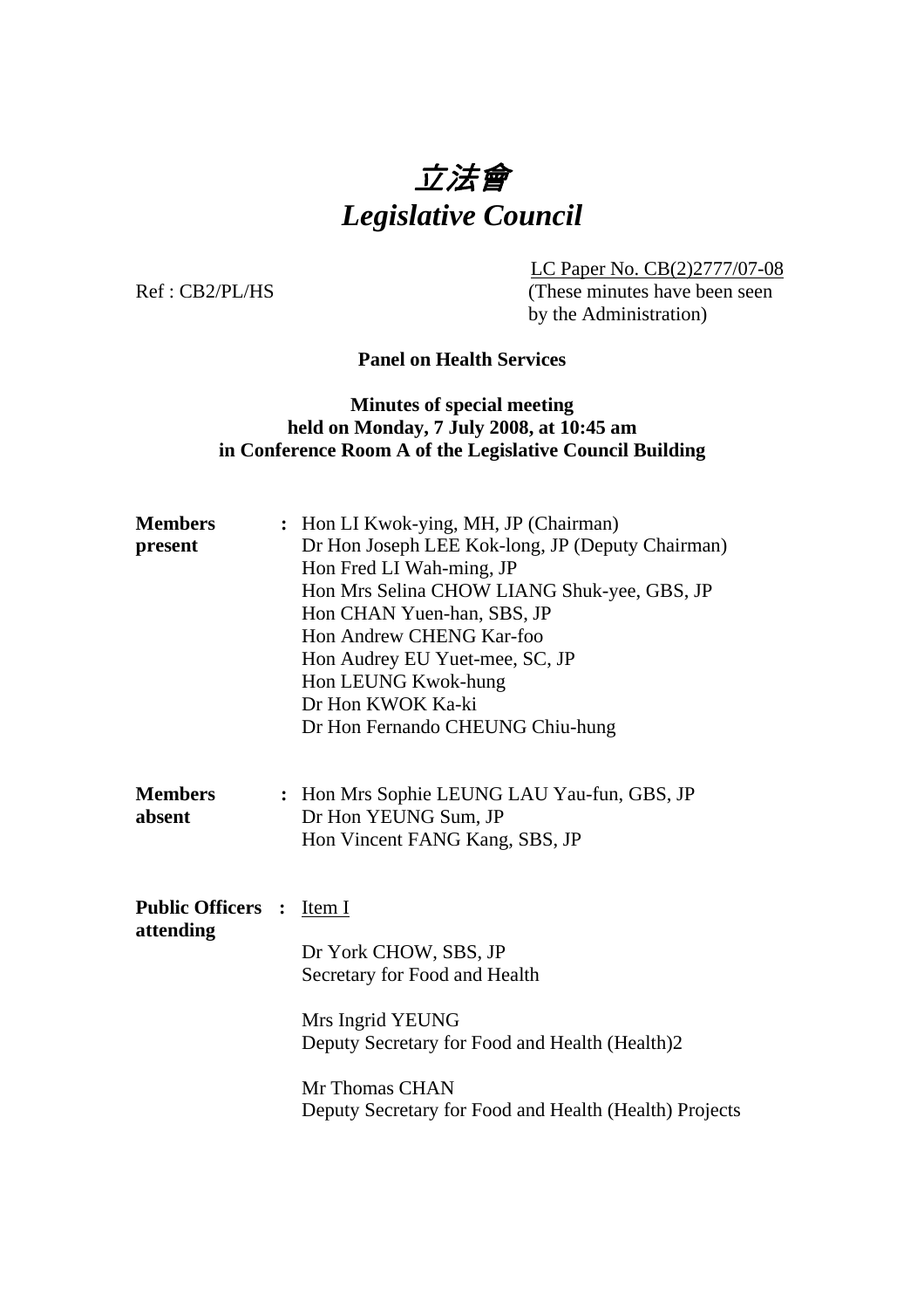# *立法會*
# *Legislative Council*

LC Paper No. CB(2)2777/07-08
(These minutes have been seen by the Administration)

Ref : CB2/PL/HS

**Panel on Health Services**

**Minutes of special meeting held on Monday, 7 July 2008, at 10:45 am in Conference Room A of the Legislative Council Building**

| | | |
|---|---|---|
| **Members present** | : | Hon LI Kwok-ying, MH, JP (Chairman)<br>Dr Hon Joseph LEE Kok-long, JP (Deputy Chairman)<br>Hon Fred LI Wah-ming, JP<br>Hon Mrs Selina CHOW LIANG Shuk-yee, GBS, JP<br>Hon CHAN Yuen-han, SBS, JP<br>Hon Andrew CHENG Kar-foo<br>Hon Audrey EU Yuet-mee, SC, JP<br>Hon LEUNG Kwok-hung<br>Dr Hon KWOK Ka-ki<br>Dr Hon Fernando CHEUNG Chiu-hung |
| **Members absent** | : | Hon Mrs Sophie LEUNG LAU Yau-fun, GBS, JP<br>Dr Hon YEUNG Sum, JP<br>Hon Vincent FANG Kang, SBS, JP |
| **Public Officers attending** | : | Item I<br><br>Dr York CHOW, SBS, JP<br>Secretary for Food and Health<br><br>Mrs Ingrid YEUNG<br>Deputy Secretary for Food and Health (Health)2<br><br>Mr Thomas CHAN<br>Deputy Secretary for Food and Health (Health) Projects |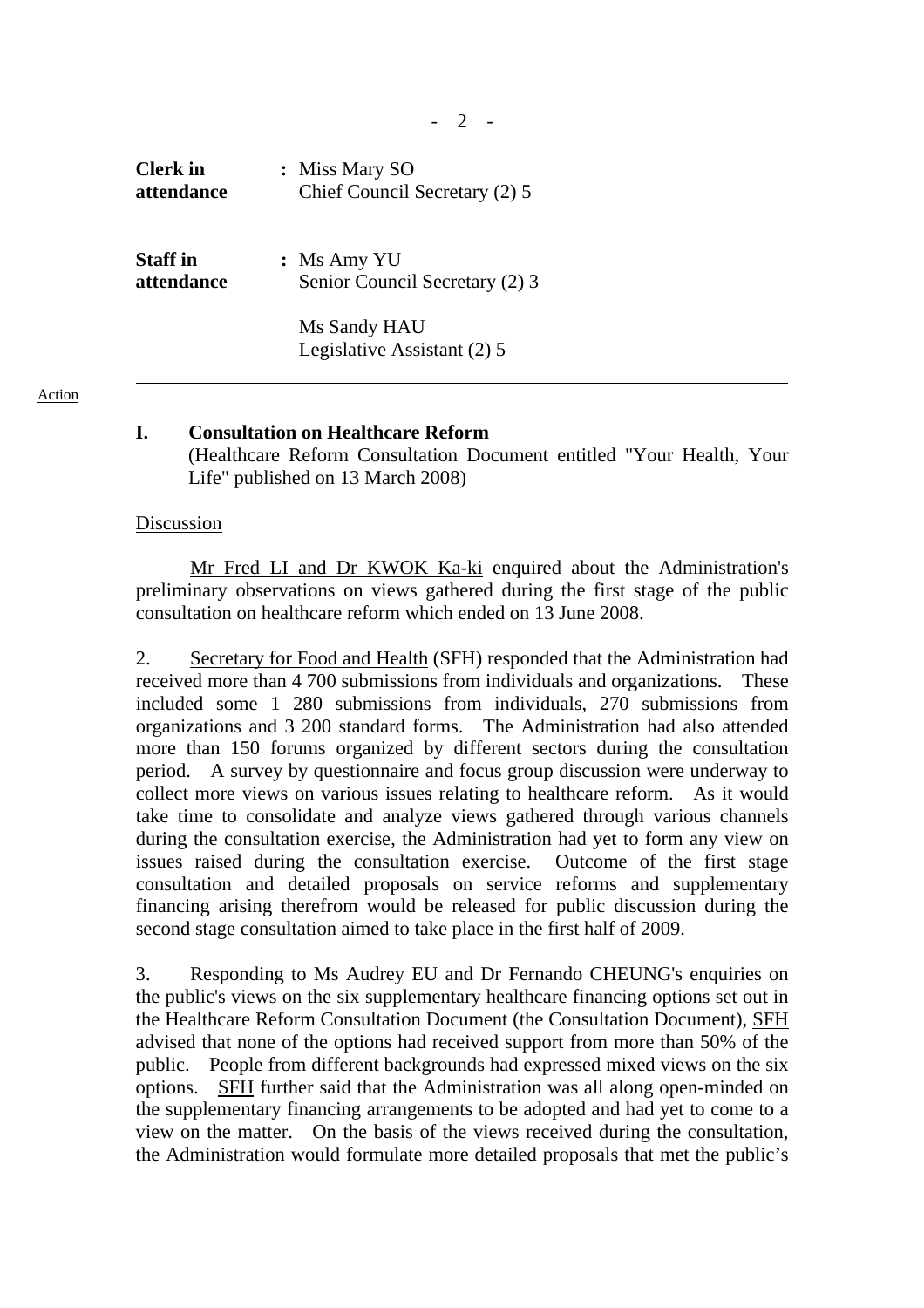| | |
|---|---|
| **Clerk in attendance** | : Miss Mary SO<br>Chief Council Secretary (2) 5 |
| **Staff in attendance** | : Ms Amy YU<br>Senior Council Secretary (2) 3<br><br>Ms Sandy HAU<br>Legislative Assistant (2) 5 |

---

Action

## I. Consultation on Healthcare Reform

(Healthcare Reform Consultation Document entitled "Your Health, Your Life" published on 13 March 2008)

Discussion

Mr Fred LI and Dr KWOK Ka-ki enquired about the Administration's preliminary observations on views gathered during the first stage of the public consultation on healthcare reform which ended on 13 June 2008.

2. Secretary for Food and Health (SFH) responded that the Administration had received more than 4 700 submissions from individuals and organizations. These included some 1 280 submissions from individuals, 270 submissions from organizations and 3 200 standard forms. The Administration had also attended more than 150 forums organized by different sectors during the consultation period. A survey by questionnaire and focus group discussion were underway to collect more views on various issues relating to healthcare reform. As it would take time to consolidate and analyze views gathered through various channels during the consultation exercise, the Administration had yet to form any view on issues raised during the consultation exercise. Outcome of the first stage consultation and detailed proposals on service reforms and supplementary financing arising therefrom would be released for public discussion during the second stage consultation aimed to take place in the first half of 2009.

3. Responding to Ms Audrey EU and Dr Fernando CHEUNG's enquiries on the public's views on the six supplementary healthcare financing options set out in the Healthcare Reform Consultation Document (the Consultation Document), SFH advised that none of the options had received support from more than 50% of the public. People from different backgrounds had expressed mixed views on the six options. SFH further said that the Administration was all along open-minded on the supplementary financing arrangements to be adopted and had yet to come to a view on the matter. On the basis of the views received during the consultation, the Administration would formulate more detailed proposals that met the public's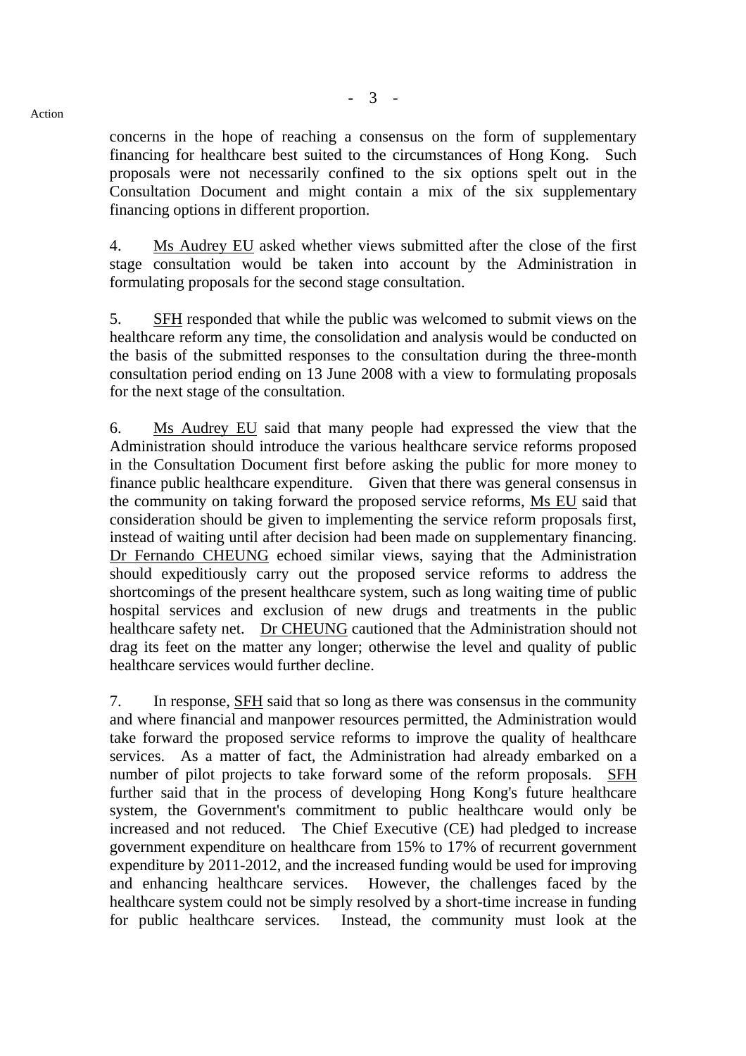concerns in the hope of reaching a consensus on the form of supplementary financing for healthcare best suited to the circumstances of Hong Kong. Such proposals were not necessarily confined to the six options spelt out in the Consultation Document and might contain a mix of the six supplementary financing options in different proportion.

4. Ms Audrey EU asked whether views submitted after the close of the first stage consultation would be taken into account by the Administration in formulating proposals for the second stage consultation.

5. SFH responded that while the public was welcomed to submit views on the healthcare reform any time, the consolidation and analysis would be conducted on the basis of the submitted responses to the consultation during the three-month consultation period ending on 13 June 2008 with a view to formulating proposals for the next stage of the consultation.

6. Ms Audrey EU said that many people had expressed the view that the Administration should introduce the various healthcare service reforms proposed in the Consultation Document first before asking the public for more money to finance public healthcare expenditure. Given that there was general consensus in the community on taking forward the proposed service reforms, Ms EU said that consideration should be given to implementing the service reform proposals first, instead of waiting until after decision had been made on supplementary financing. Dr Fernando CHEUNG echoed similar views, saying that the Administration should expeditiously carry out the proposed service reforms to address the shortcomings of the present healthcare system, such as long waiting time of public hospital services and exclusion of new drugs and treatments in the public healthcare safety net. Dr CHEUNG cautioned that the Administration should not drag its feet on the matter any longer; otherwise the level and quality of public healthcare services would further decline.

7. In response, SFH said that so long as there was consensus in the community and where financial and manpower resources permitted, the Administration would take forward the proposed service reforms to improve the quality of healthcare services. As a matter of fact, the Administration had already embarked on a number of pilot projects to take forward some of the reform proposals. SFH further said that in the process of developing Hong Kong's future healthcare system, the Government's commitment to public healthcare would only be increased and not reduced. The Chief Executive (CE) had pledged to increase government expenditure on healthcare from 15% to 17% of recurrent government expenditure by 2011-2012, and the increased funding would be used for improving and enhancing healthcare services. However, the challenges faced by the healthcare system could not be simply resolved by a short-time increase in funding for public healthcare services. Instead, the community must look at the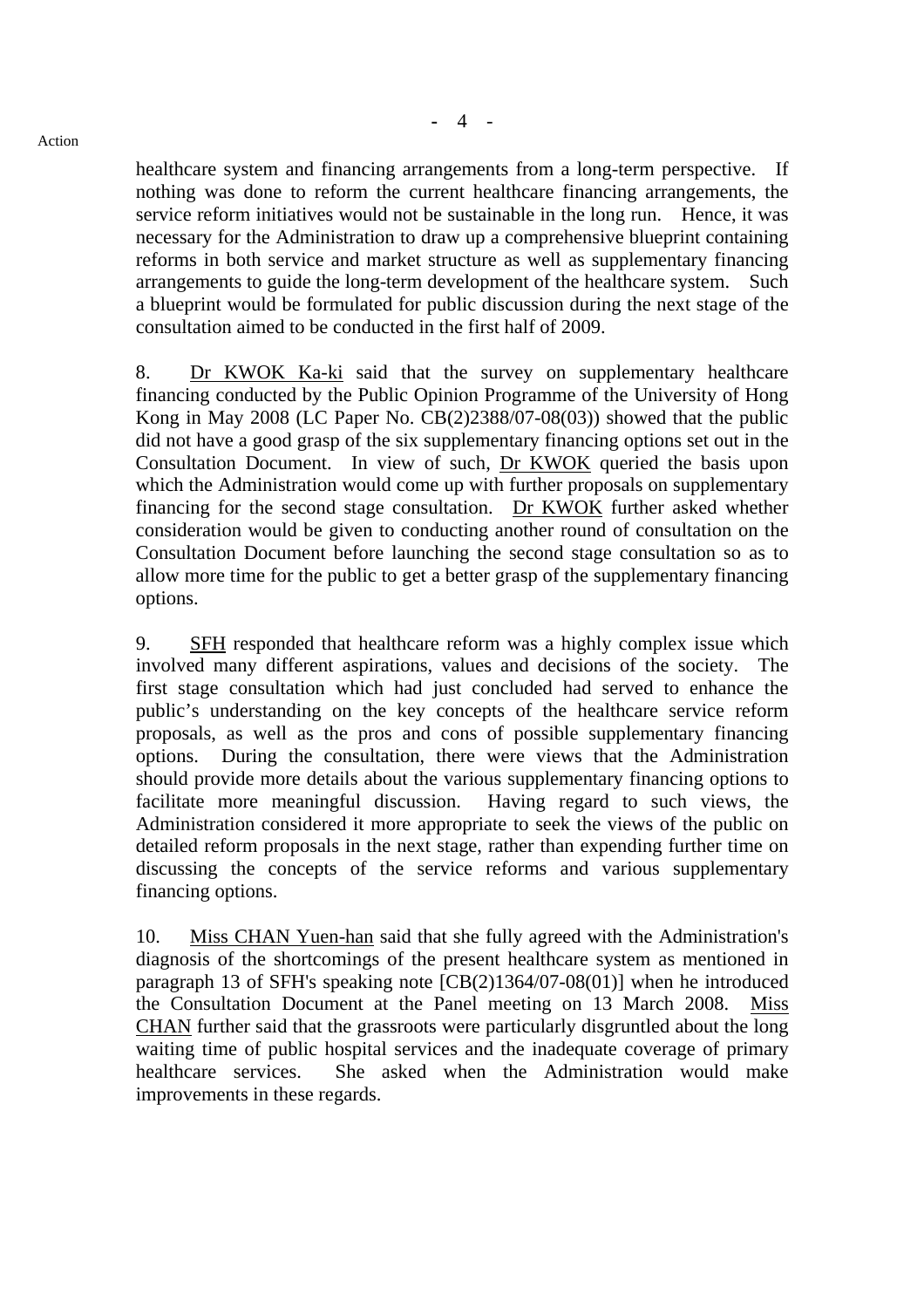healthcare system and financing arrangements from a long-term perspective. If nothing was done to reform the current healthcare financing arrangements, the service reform initiatives would not be sustainable in the long run. Hence, it was necessary for the Administration to draw up a comprehensive blueprint containing reforms in both service and market structure as well as supplementary financing arrangements to guide the long-term development of the healthcare system. Such a blueprint would be formulated for public discussion during the next stage of the consultation aimed to be conducted in the first half of 2009.

8. Dr KWOK Ka-ki said that the survey on supplementary healthcare financing conducted by the Public Opinion Programme of the University of Hong Kong in May 2008 (LC Paper No. CB(2)2388/07-08(03)) showed that the public did not have a good grasp of the six supplementary financing options set out in the Consultation Document. In view of such, Dr KWOK queried the basis upon which the Administration would come up with further proposals on supplementary financing for the second stage consultation. Dr KWOK further asked whether consideration would be given to conducting another round of consultation on the Consultation Document before launching the second stage consultation so as to allow more time for the public to get a better grasp of the supplementary financing options.

9. SFH responded that healthcare reform was a highly complex issue which involved many different aspirations, values and decisions of the society. The first stage consultation which had just concluded had served to enhance the public's understanding on the key concepts of the healthcare service reform proposals, as well as the pros and cons of possible supplementary financing options. During the consultation, there were views that the Administration should provide more details about the various supplementary financing options to facilitate more meaningful discussion. Having regard to such views, the Administration considered it more appropriate to seek the views of the public on detailed reform proposals in the next stage, rather than expending further time on discussing the concepts of the service reforms and various supplementary financing options.

10. Miss CHAN Yuen-han said that she fully agreed with the Administration's diagnosis of the shortcomings of the present healthcare system as mentioned in paragraph 13 of SFH's speaking note [CB(2)1364/07-08(01)] when he introduced the Consultation Document at the Panel meeting on 13 March 2008. Miss CHAN further said that the grassroots were particularly disgruntled about the long waiting time of public hospital services and the inadequate coverage of primary healthcare services. She asked when the Administration would make improvements in these regards.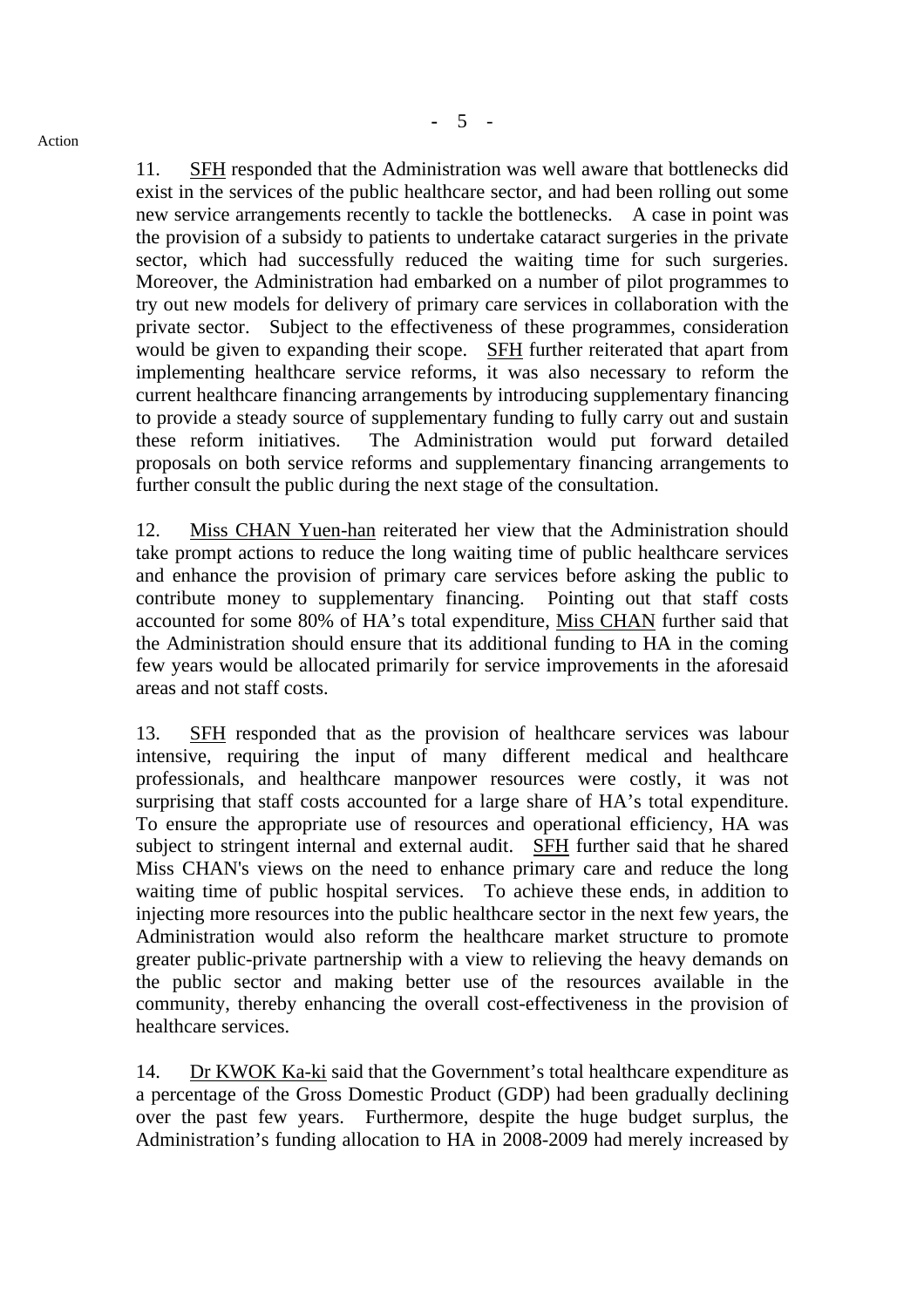11. SFH responded that the Administration was well aware that bottlenecks did exist in the services of the public healthcare sector, and had been rolling out some new service arrangements recently to tackle the bottlenecks. A case in point was the provision of a subsidy to patients to undertake cataract surgeries in the private sector, which had successfully reduced the waiting time for such surgeries. Moreover, the Administration had embarked on a number of pilot programmes to try out new models for delivery of primary care services in collaboration with the private sector. Subject to the effectiveness of these programmes, consideration would be given to expanding their scope. SFH further reiterated that apart from implementing healthcare service reforms, it was also necessary to reform the current healthcare financing arrangements by introducing supplementary financing to provide a steady source of supplementary funding to fully carry out and sustain these reform initiatives. The Administration would put forward detailed proposals on both service reforms and supplementary financing arrangements to further consult the public during the next stage of the consultation.

12. Miss CHAN Yuen-han reiterated her view that the Administration should take prompt actions to reduce the long waiting time of public healthcare services and enhance the provision of primary care services before asking the public to contribute money to supplementary financing. Pointing out that staff costs accounted for some 80% of HA's total expenditure, Miss CHAN further said that the Administration should ensure that its additional funding to HA in the coming few years would be allocated primarily for service improvements in the aforesaid areas and not staff costs.

13. SFH responded that as the provision of healthcare services was labour intensive, requiring the input of many different medical and healthcare professionals, and healthcare manpower resources were costly, it was not surprising that staff costs accounted for a large share of HA's total expenditure. To ensure the appropriate use of resources and operational efficiency, HA was subject to stringent internal and external audit. SFH further said that he shared Miss CHAN's views on the need to enhance primary care and reduce the long waiting time of public hospital services. To achieve these ends, in addition to injecting more resources into the public healthcare sector in the next few years, the Administration would also reform the healthcare market structure to promote greater public-private partnership with a view to relieving the heavy demands on the public sector and making better use of the resources available in the community, thereby enhancing the overall cost-effectiveness in the provision of healthcare services.

14. Dr KWOK Ka-ki said that the Government's total healthcare expenditure as a percentage of the Gross Domestic Product (GDP) had been gradually declining over the past few years. Furthermore, despite the huge budget surplus, the Administration's funding allocation to HA in 2008-2009 had merely increased by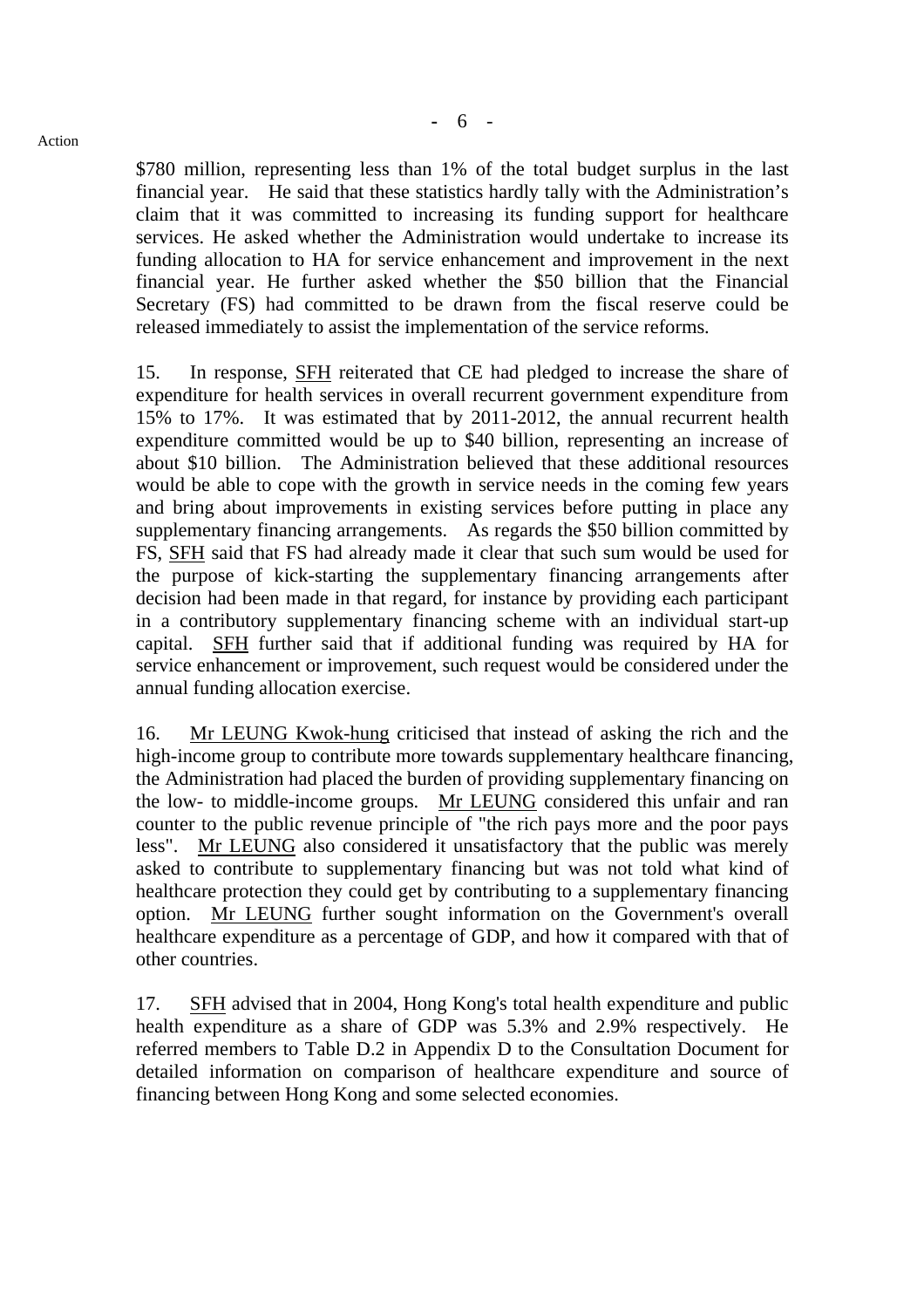$780 million, representing less than 1% of the total budget surplus in the last financial year. He said that these statistics hardly tally with the Administration's claim that it was committed to increasing its funding support for healthcare services. He asked whether the Administration would undertake to increase its funding allocation to HA for service enhancement and improvement in the next financial year. He further asked whether the $50 billion that the Financial Secretary (FS) had committed to be drawn from the fiscal reserve could be released immediately to assist the implementation of the service reforms.

15. In response, SFH reiterated that CE had pledged to increase the share of expenditure for health services in overall recurrent government expenditure from 15% to 17%. It was estimated that by 2011-2012, the annual recurrent health expenditure committed would be up to $40 billion, representing an increase of about $10 billion. The Administration believed that these additional resources would be able to cope with the growth in service needs in the coming few years and bring about improvements in existing services before putting in place any supplementary financing arrangements. As regards the $50 billion committed by FS, SFH said that FS had already made it clear that such sum would be used for the purpose of kick-starting the supplementary financing arrangements after decision had been made in that regard, for instance by providing each participant in a contributory supplementary financing scheme with an individual start-up capital. SFH further said that if additional funding was required by HA for service enhancement or improvement, such request would be considered under the annual funding allocation exercise.

16. Mr LEUNG Kwok-hung criticised that instead of asking the rich and the high-income group to contribute more towards supplementary healthcare financing, the Administration had placed the burden of providing supplementary financing on the low- to middle-income groups. Mr LEUNG considered this unfair and ran counter to the public revenue principle of "the rich pays more and the poor pays less". Mr LEUNG also considered it unsatisfactory that the public was merely asked to contribute to supplementary financing but was not told what kind of healthcare protection they could get by contributing to a supplementary financing option. Mr LEUNG further sought information on the Government's overall healthcare expenditure as a percentage of GDP, and how it compared with that of other countries.

17. SFH advised that in 2004, Hong Kong's total health expenditure and public health expenditure as a share of GDP was 5.3% and 2.9% respectively. He referred members to Table D.2 in Appendix D to the Consultation Document for detailed information on comparison of healthcare expenditure and source of financing between Hong Kong and some selected economies.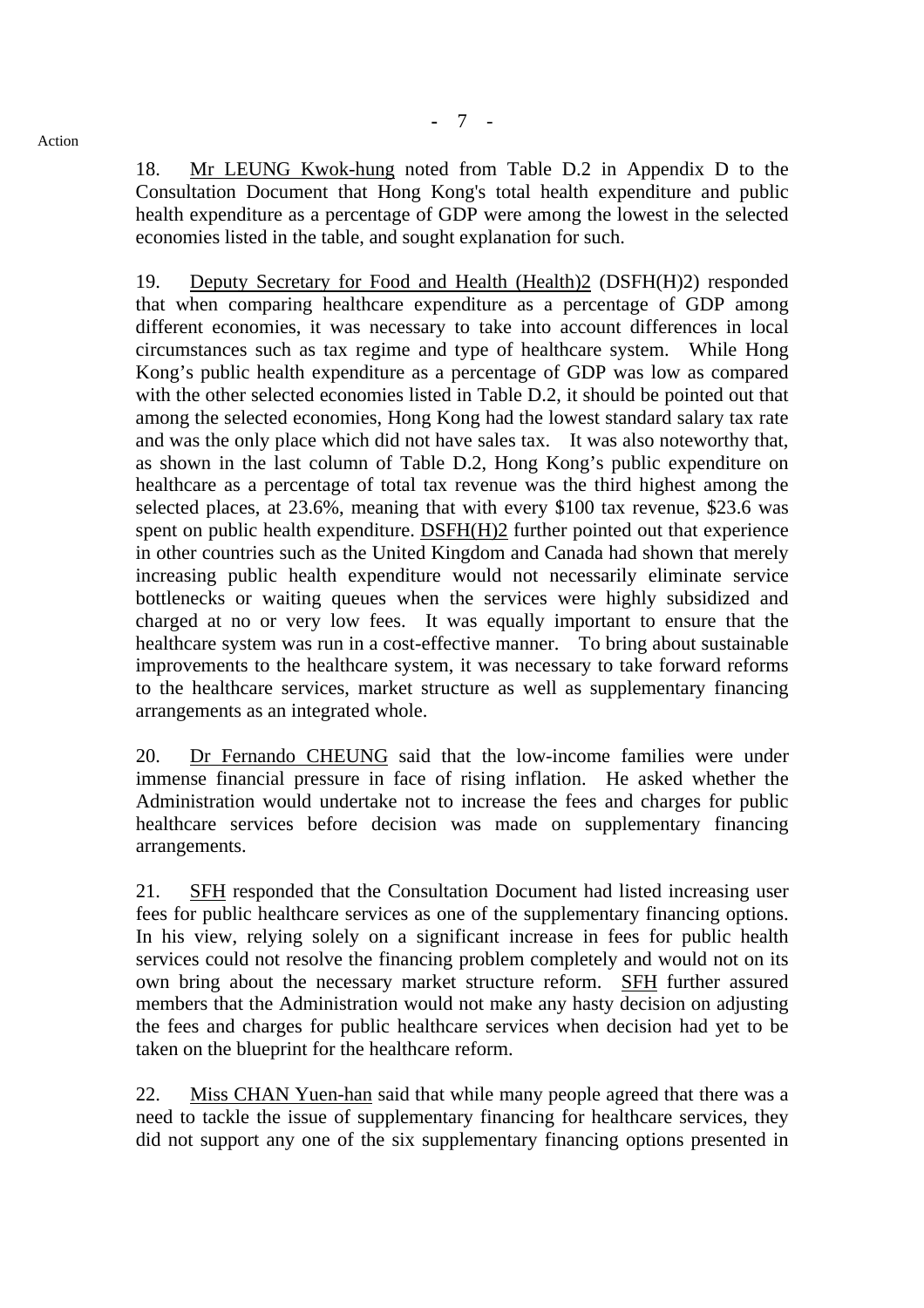18. Mr LEUNG Kwok-hung noted from Table D.2 in Appendix D to the Consultation Document that Hong Kong's total health expenditure and public health expenditure as a percentage of GDP were among the lowest in the selected economies listed in the table, and sought explanation for such.

19. Deputy Secretary for Food and Health (Health)2 (DSFH(H)2) responded that when comparing healthcare expenditure as a percentage of GDP among different economies, it was necessary to take into account differences in local circumstances such as tax regime and type of healthcare system. While Hong Kong's public health expenditure as a percentage of GDP was low as compared with the other selected economies listed in Table D.2, it should be pointed out that among the selected economies, Hong Kong had the lowest standard salary tax rate and was the only place which did not have sales tax. It was also noteworthy that, as shown in the last column of Table D.2, Hong Kong's public expenditure on healthcare as a percentage of total tax revenue was the third highest among the selected places, at 23.6%, meaning that with every $100 tax revenue, $23.6 was spent on public health expenditure. DSFH(H)2 further pointed out that experience in other countries such as the United Kingdom and Canada had shown that merely increasing public health expenditure would not necessarily eliminate service bottlenecks or waiting queues when the services were highly subsidized and charged at no or very low fees. It was equally important to ensure that the healthcare system was run in a cost-effective manner. To bring about sustainable improvements to the healthcare system, it was necessary to take forward reforms to the healthcare services, market structure as well as supplementary financing arrangements as an integrated whole.

20. Dr Fernando CHEUNG said that the low-income families were under immense financial pressure in face of rising inflation. He asked whether the Administration would undertake not to increase the fees and charges for public healthcare services before decision was made on supplementary financing arrangements.

21. SFH responded that the Consultation Document had listed increasing user fees for public healthcare services as one of the supplementary financing options. In his view, relying solely on a significant increase in fees for public health services could not resolve the financing problem completely and would not on its own bring about the necessary market structure reform. SFH further assured members that the Administration would not make any hasty decision on adjusting the fees and charges for public healthcare services when decision had yet to be taken on the blueprint for the healthcare reform.

22. Miss CHAN Yuen-han said that while many people agreed that there was a need to tackle the issue of supplementary financing for healthcare services, they did not support any one of the six supplementary financing options presented in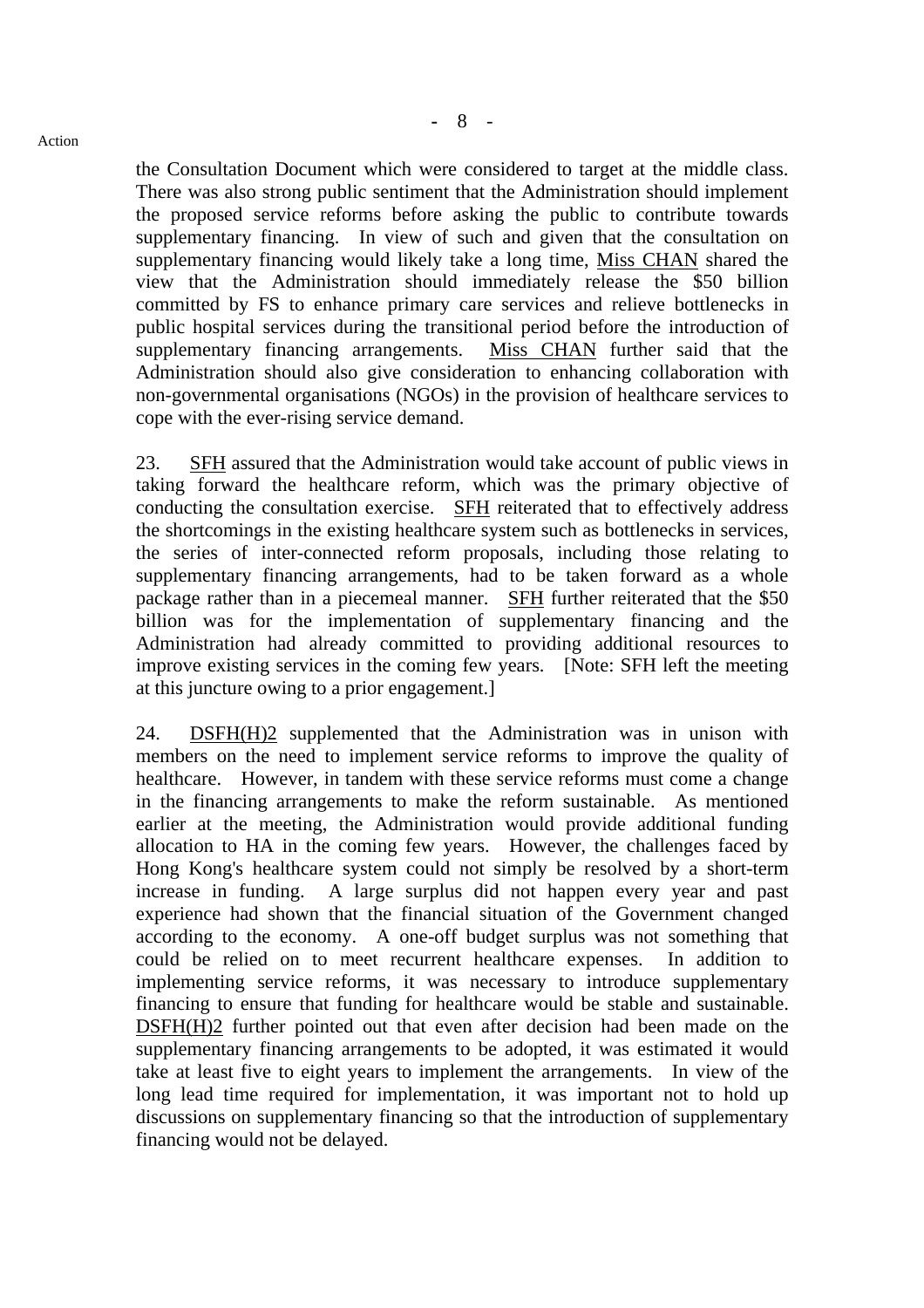the Consultation Document which were considered to target at the middle class. There was also strong public sentiment that the Administration should implement the proposed service reforms before asking the public to contribute towards supplementary financing. In view of such and given that the consultation on supplementary financing would likely take a long time, Miss CHAN shared the view that the Administration should immediately release the $50 billion committed by FS to enhance primary care services and relieve bottlenecks in public hospital services during the transitional period before the introduction of supplementary financing arrangements. Miss CHAN further said that the Administration should also give consideration to enhancing collaboration with non-governmental organisations (NGOs) in the provision of healthcare services to cope with the ever-rising service demand.

23. SFH assured that the Administration would take account of public views in taking forward the healthcare reform, which was the primary objective of conducting the consultation exercise. SFH reiterated that to effectively address the shortcomings in the existing healthcare system such as bottlenecks in services, the series of inter-connected reform proposals, including those relating to supplementary financing arrangements, had to be taken forward as a whole package rather than in a piecemeal manner. SFH further reiterated that the $50 billion was for the implementation of supplementary financing and the Administration had already committed to providing additional resources to improve existing services in the coming few years. [Note: SFH left the meeting at this juncture owing to a prior engagement.]

24. DSFH(H)2 supplemented that the Administration was in unison with members on the need to implement service reforms to improve the quality of healthcare. However, in tandem with these service reforms must come a change in the financing arrangements to make the reform sustainable. As mentioned earlier at the meeting, the Administration would provide additional funding allocation to HA in the coming few years. However, the challenges faced by Hong Kong's healthcare system could not simply be resolved by a short-term increase in funding. A large surplus did not happen every year and past experience had shown that the financial situation of the Government changed according to the economy. A one-off budget surplus was not something that could be relied on to meet recurrent healthcare expenses. In addition to implementing service reforms, it was necessary to introduce supplementary financing to ensure that funding for healthcare would be stable and sustainable. DSFH(H)2 further pointed out that even after decision had been made on the supplementary financing arrangements to be adopted, it was estimated it would take at least five to eight years to implement the arrangements. In view of the long lead time required for implementation, it was important not to hold up discussions on supplementary financing so that the introduction of supplementary financing would not be delayed.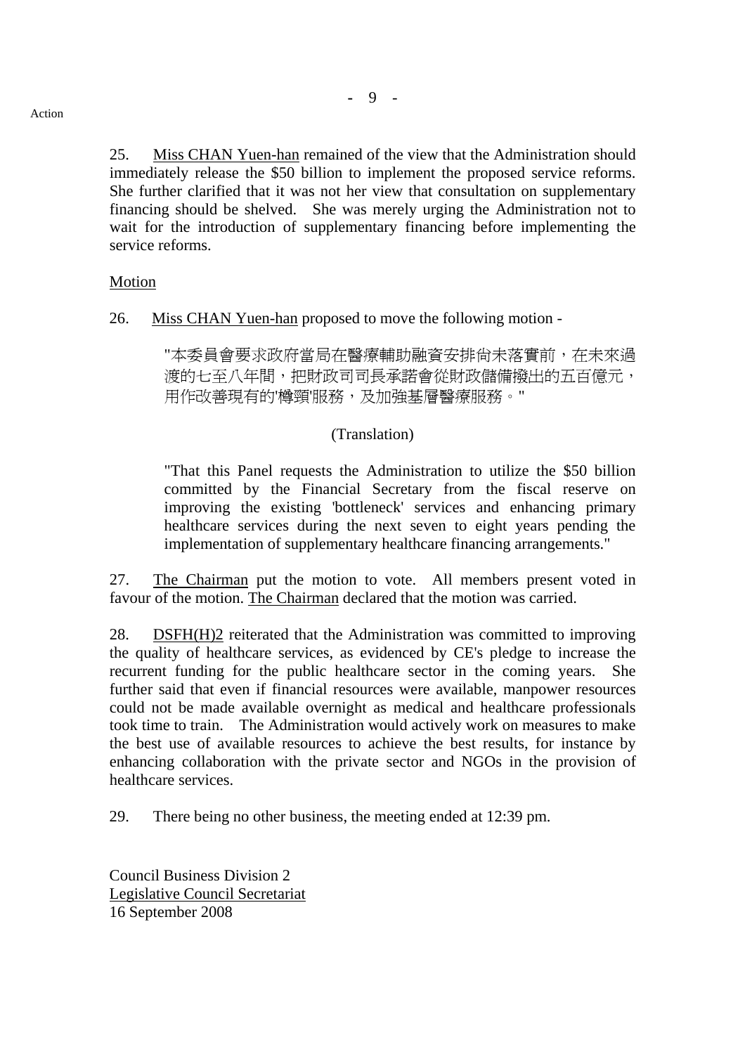25. Miss CHAN Yuen-han remained of the view that the Administration should immediately release the $50 billion to implement the proposed service reforms. She further clarified that it was not her view that consultation on supplementary financing should be shelved. She was merely urging the Administration not to wait for the introduction of supplementary financing before implementing the service reforms.

Motion

26. Miss CHAN Yuen-han proposed to move the following motion -

> "本委員會要求政府當局在醫療輔助融資安排尚未落實前，在未來過渡的七至八年間，把財政司司長承諾會從財政儲備撥出的五百億元，用作改善現有的'樽頸'服務，及加強基層醫療服務。"
>
> (Translation)
>
> "That this Panel requests the Administration to utilize the $50 billion committed by the Financial Secretary from the fiscal reserve on improving the existing 'bottleneck' services and enhancing primary healthcare services during the next seven to eight years pending the implementation of supplementary healthcare financing arrangements."

27. The Chairman put the motion to vote. All members present voted in favour of the motion. The Chairman declared that the motion was carried.

28. DSFH(H)2 reiterated that the Administration was committed to improving the quality of healthcare services, as evidenced by CE's pledge to increase the recurrent funding for the public healthcare sector in the coming years. She further said that even if financial resources were available, manpower resources could not be made available overnight as medical and healthcare professionals took time to train. The Administration would actively work on measures to make the best use of available resources to achieve the best results, for instance by enhancing collaboration with the private sector and NGOs in the provision of healthcare services.

29. There being no other business, the meeting ended at 12:39 pm.

Council Business Division 2
Legislative Council Secretariat
16 September 2008